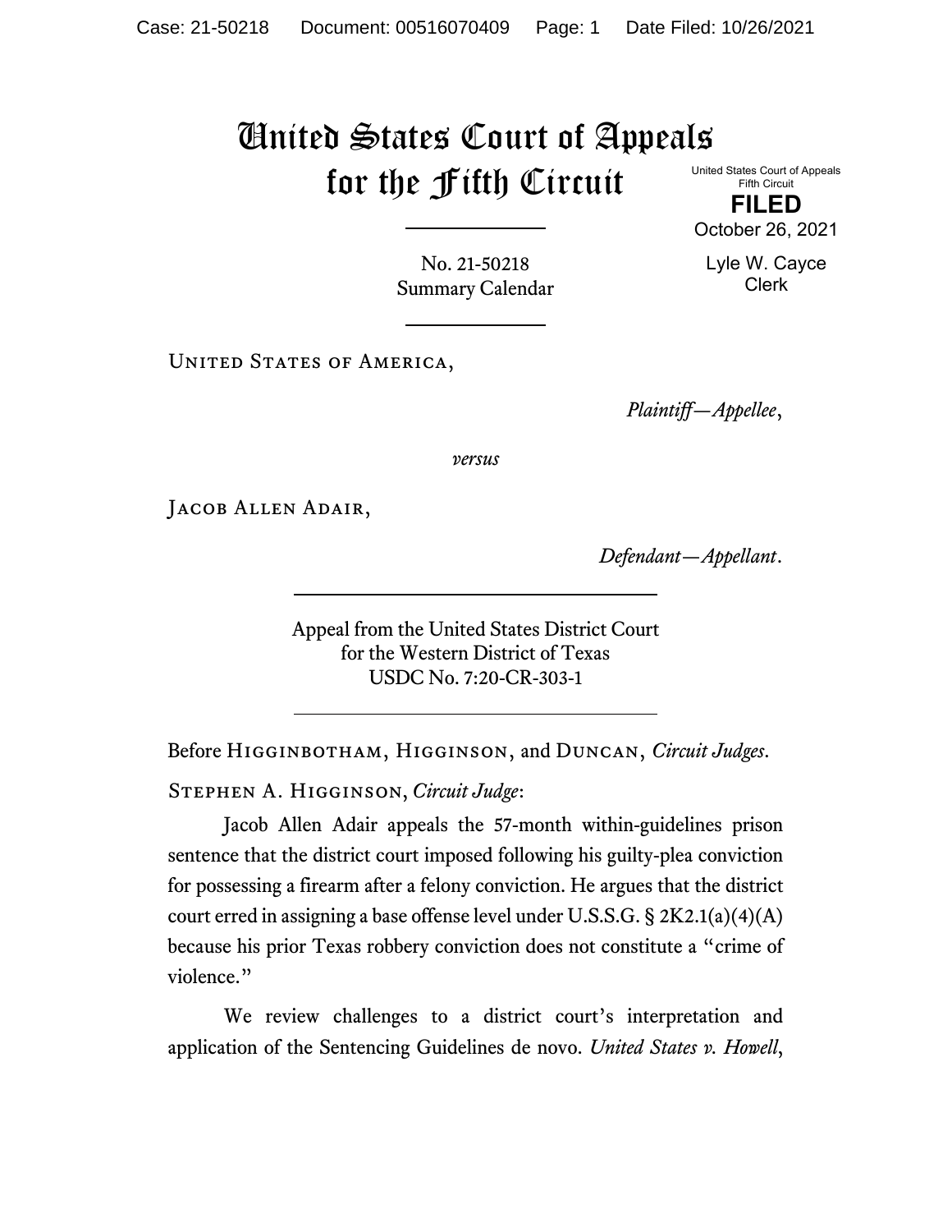# United States Court of Appeals for the Fifth Circuit

United States Court of Appeals
Fifth Circuit

**FILED**

October 26, 2021

Lyle W. Cayce
Clerk

No. 21-50218
Summary Calendar

United States of America,

*Plaintiff—Appellee*,

*versus*

Jacob Allen Adair,

*Defendant—Appellant*.

Appeal from the United States District Court
for the Western District of Texas
USDC No. 7:20-CR-303-1

Before Higginbotham, Higginson, and Duncan, *Circuit Judges*.

Stephen A. Higginson, *Circuit Judge*:

Jacob Allen Adair appeals the 57-month within-guidelines prison sentence that the district court imposed following his guilty-plea conviction for possessing a firearm after a felony conviction. He argues that the district court erred in assigning a base offense level under U.S.S.G. § 2K2.1(a)(4)(A) because his prior Texas robbery conviction does not constitute a "crime of violence."

We review challenges to a district court's interpretation and application of the Sentencing Guidelines de novo. *United States v. Howell*,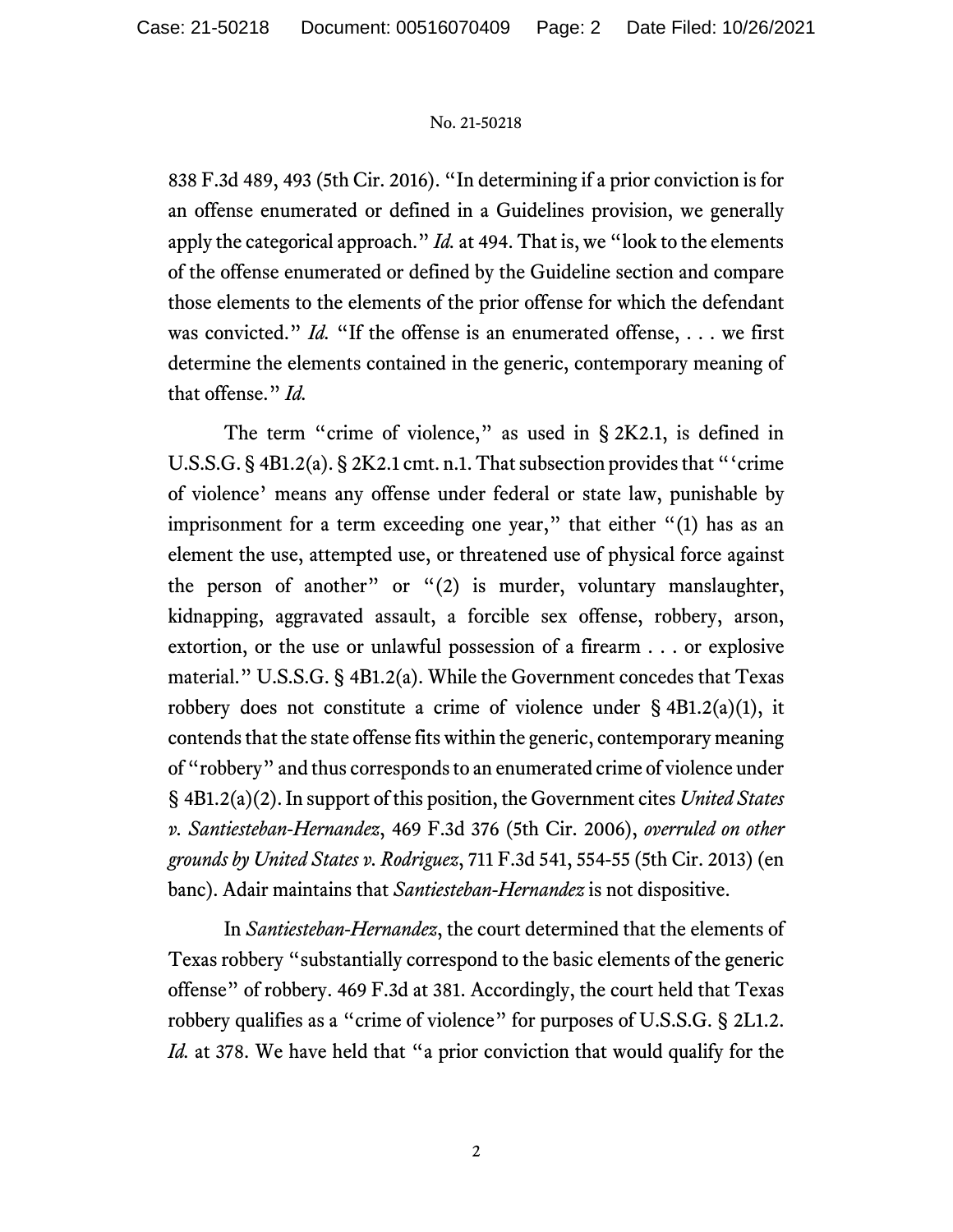838 F.3d 489, 493 (5th Cir. 2016). "In determining if a prior conviction is for an offense enumerated or defined in a Guidelines provision, we generally apply the categorical approach." *Id.* at 494. That is, we "look to the elements of the offense enumerated or defined by the Guideline section and compare those elements to the elements of the prior offense for which the defendant was convicted." *Id.* "If the offense is an enumerated offense, . . . we first determine the elements contained in the generic, contemporary meaning of that offense." *Id.*

The term "crime of violence," as used in § 2K2.1, is defined in U.S.S.G. § 4B1.2(a). § 2K2.1 cmt. n.1. That subsection provides that "'crime of violence' means any offense under federal or state law, punishable by imprisonment for a term exceeding one year," that either "(1) has as an element the use, attempted use, or threatened use of physical force against the person of another" or "(2) is murder, voluntary manslaughter, kidnapping, aggravated assault, a forcible sex offense, robbery, arson, extortion, or the use or unlawful possession of a firearm . . . or explosive material." U.S.S.G. § 4B1.2(a). While the Government concedes that Texas robbery does not constitute a crime of violence under § 4B1.2(a)(1), it contends that the state offense fits within the generic, contemporary meaning of "robbery" and thus corresponds to an enumerated crime of violence under § 4B1.2(a)(2). In support of this position, the Government cites *United States v. Santiesteban-Hernandez*, 469 F.3d 376 (5th Cir. 2006), *overruled on other grounds by United States v. Rodriguez*, 711 F.3d 541, 554-55 (5th Cir. 2013) (en banc). Adair maintains that *Santiesteban-Hernandez* is not dispositive.

In *Santiesteban-Hernandez*, the court determined that the elements of Texas robbery "substantially correspond to the basic elements of the generic offense" of robbery. 469 F.3d at 381. Accordingly, the court held that Texas robbery qualifies as a "crime of violence" for purposes of U.S.S.G. § 2L1.2. *Id.* at 378. We have held that "a prior conviction that would qualify for the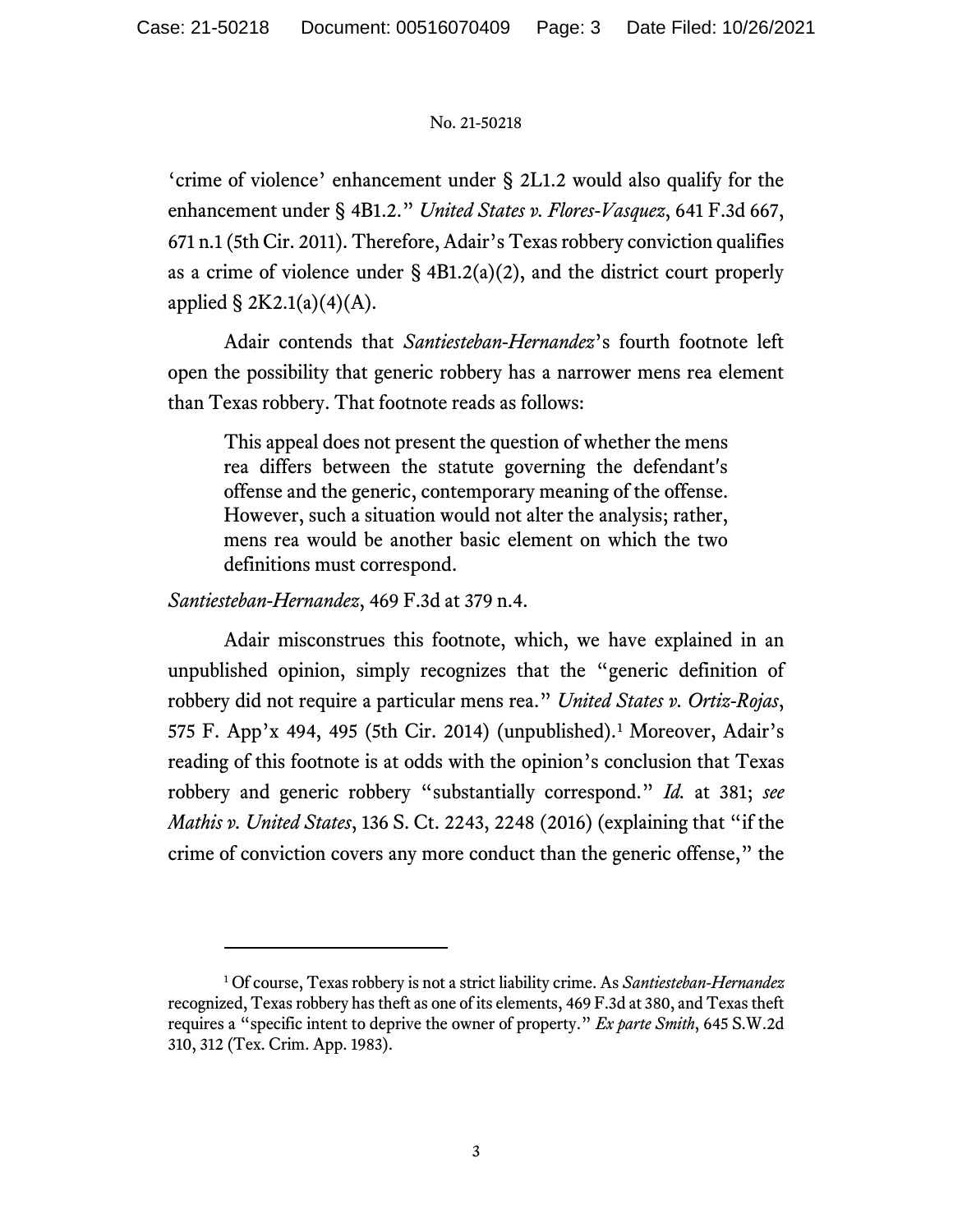'crime of violence' enhancement under § 2L1.2 would also qualify for the enhancement under § 4B1.2." *United States v. Flores-Vasquez*, 641 F.3d 667, 671 n.1 (5th Cir. 2011). Therefore, Adair's Texas robbery conviction qualifies as a crime of violence under § 4B1.2(a)(2), and the district court properly applied § 2K2.1(a)(4)(A).

Adair contends that *Santiesteban-Hernandez*'s fourth footnote left open the possibility that generic robbery has a narrower mens rea element than Texas robbery. That footnote reads as follows:

> This appeal does not present the question of whether the mens rea differs between the statute governing the defendant's offense and the generic, contemporary meaning of the offense. However, such a situation would not alter the analysis; rather, mens rea would be another basic element on which the two definitions must correspond.

*Santiesteban-Hernandez*, 469 F.3d at 379 n.4.

Adair misconstrues this footnote, which, we have explained in an unpublished opinion, simply recognizes that the "generic definition of robbery did not require a particular mens rea." *United States v. Ortiz-Rojas*, 575 F. App'x 494, 495 (5th Cir. 2014) (unpublished).[1] Moreover, Adair's reading of this footnote is at odds with the opinion's conclusion that Texas robbery and generic robbery "substantially correspond." *Id.* at 381; *see Mathis v. United States*, 136 S. Ct. 2243, 2248 (2016) (explaining that "if the crime of conviction covers any more conduct than the generic offense," the

---

[1] Of course, Texas robbery is not a strict liability crime. As *Santiesteban-Hernandez* recognized, Texas robbery has theft as one of its elements, 469 F.3d at 380, and Texas theft requires a "specific intent to deprive the owner of property." *Ex parte Smith*, 645 S.W.2d 310, 312 (Tex. Crim. App. 1983).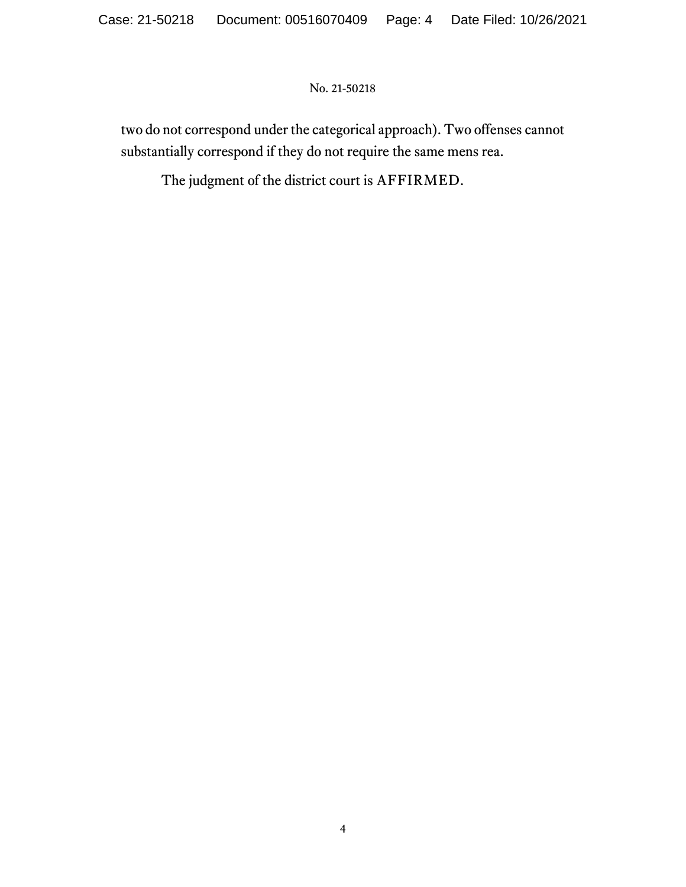two do not correspond under the categorical approach). Two offenses cannot substantially correspond if they do not require the same mens rea.

The judgment of the district court is AFFIRMED.